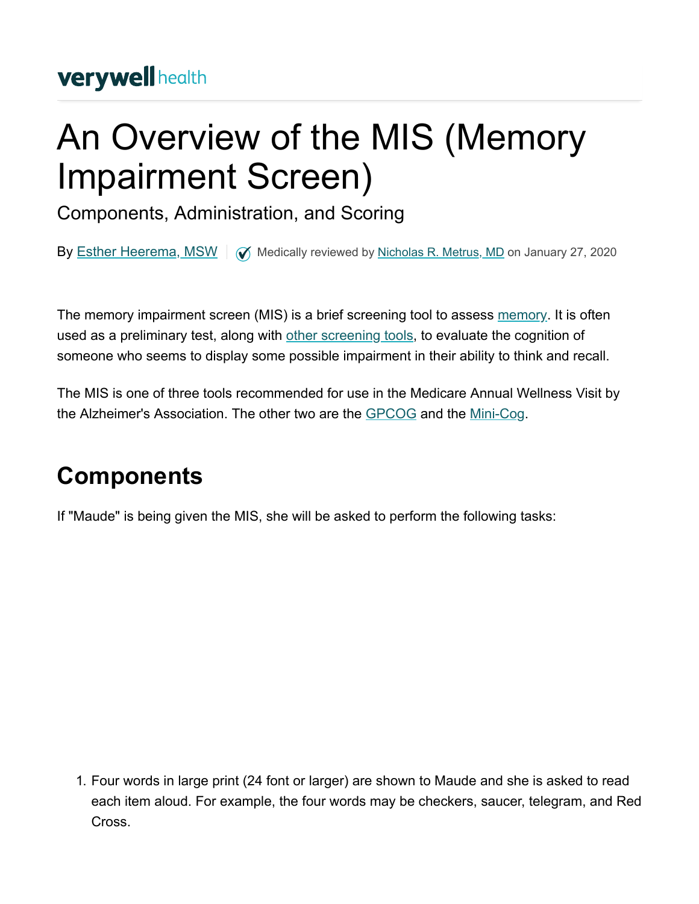verywell health

# An Overview of the MIS (Memory Impairment Screen)

## Components, Administration, and Scoring

By Esther Heerema, MSW | Medically reviewed by Nicholas R. Metrus, MD on January 27, 2020

The memory impairment screen (MIS) is a brief screening tool to assess memory. It is often used as a preliminary test, along with other screening tools, to evaluate the cognition of someone who seems to display some possible impairment in their ability to think and recall.

The MIS is one of three tools recommended for use in the Medicare Annual Wellness Visit by the Alzheimer's Association. The other two are the GPCOG and the Mini-Cog.

## Components

If "Maude" is being given the MIS, she will be asked to perform the following tasks:

1. Four words in large print (24 font or larger) are shown to Maude and she is asked to read each item aloud. For example, the four words may be checkers, saucer, telegram, and Red Cross.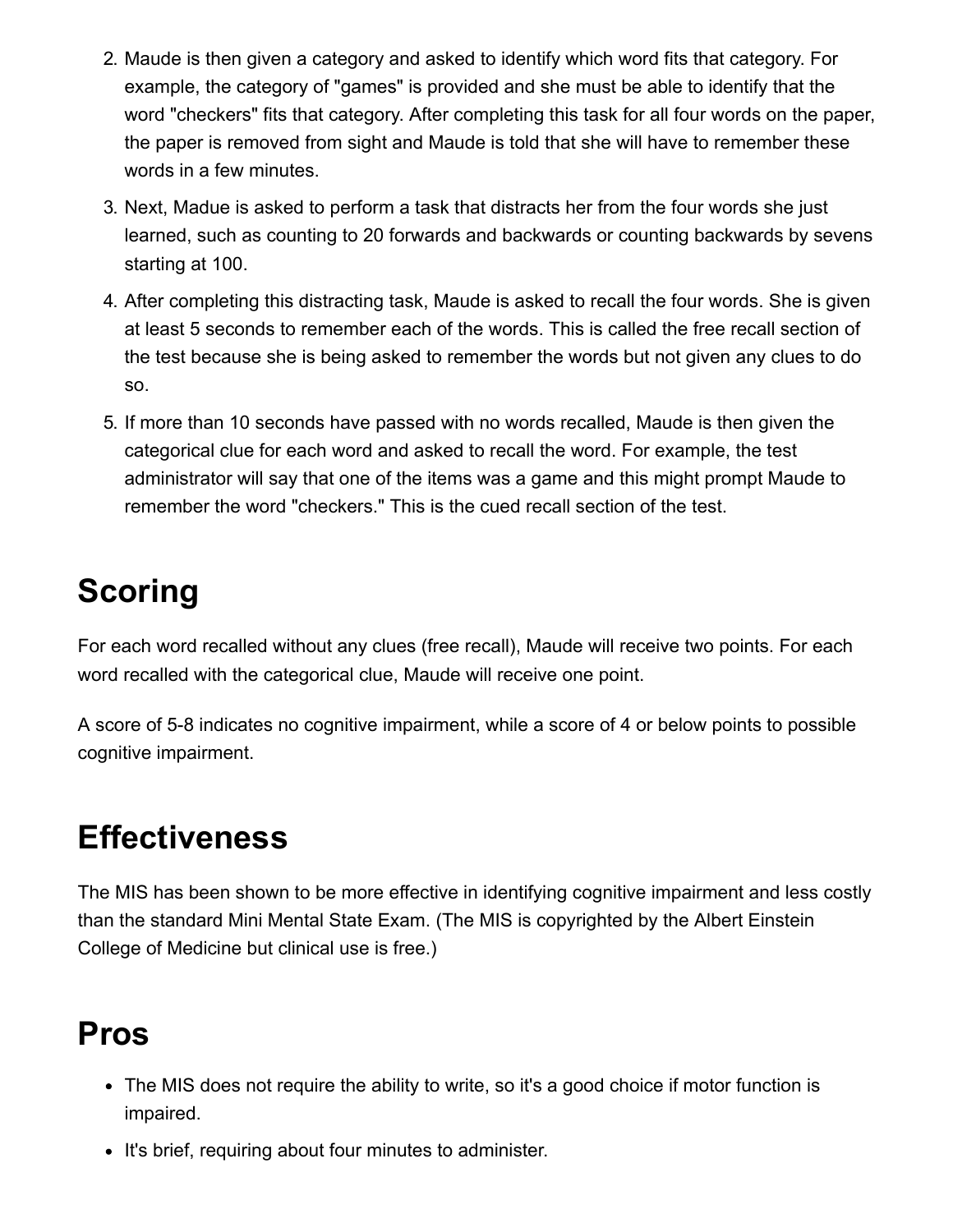2. Maude is then given a category and asked to identify which word fits that category. For example, the category of "games" is provided and she must be able to identify that the word "checkers" fits that category. After completing this task for all four words on the paper, the paper is removed from sight and Maude is told that she will have to remember these words in a few minutes.
3. Next, Madue is asked to perform a task that distracts her from the four words she just learned, such as counting to 20 forwards and backwards or counting backwards by sevens starting at 100.
4. After completing this distracting task, Maude is asked to recall the four words. She is given at least 5 seconds to remember each of the words. This is called the free recall section of the test because she is being asked to remember the words but not given any clues to do so.
5. If more than 10 seconds have passed with no words recalled, Maude is then given the categorical clue for each word and asked to recall the word. For example, the test administrator will say that one of the items was a game and this might prompt Maude to remember the word "checkers." This is the cued recall section of the test.

# Scoring

For each word recalled without any clues (free recall), Maude will receive two points. For each word recalled with the categorical clue, Maude will receive one point.

A score of 5-8 indicates no cognitive impairment, while a score of 4 or below points to possible cognitive impairment.

# Effectiveness

The MIS has been shown to be more effective in identifying cognitive impairment and less costly than the standard Mini Mental State Exam. (The MIS is copyrighted by the Albert Einstein College of Medicine but clinical use is free.)

# Pros

- The MIS does not require the ability to write, so it's a good choice if motor function is impaired.
- It's brief, requiring about four minutes to administer.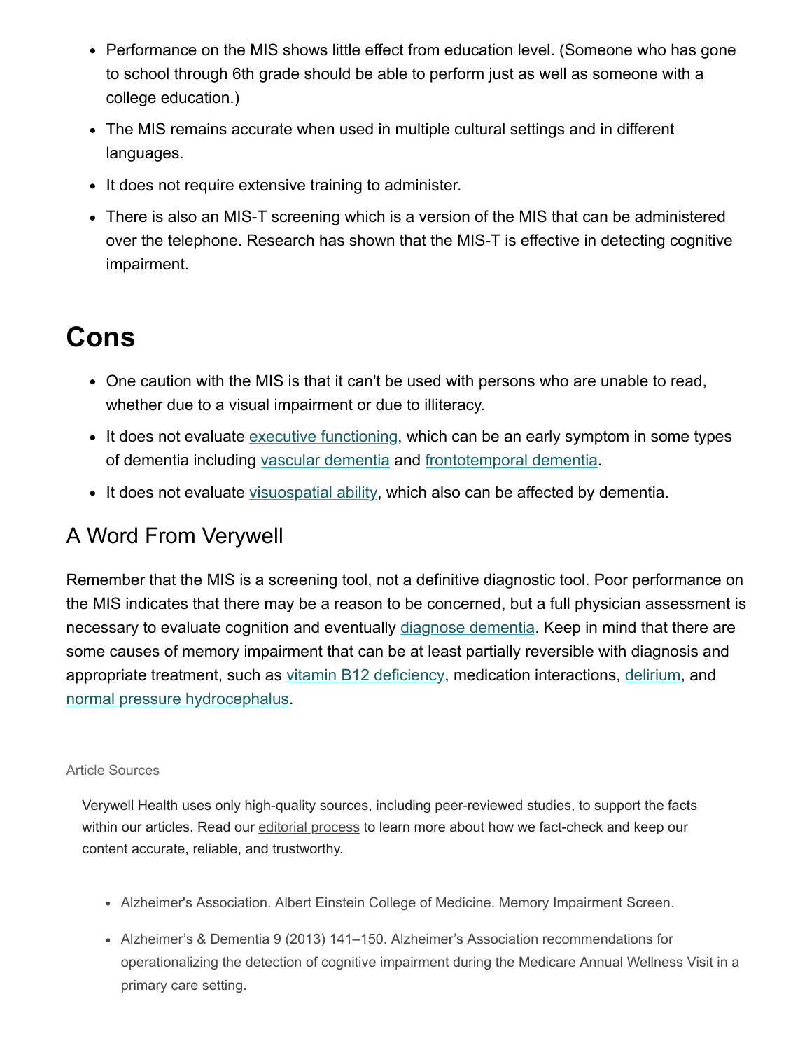- Performance on the MIS shows little effect from education level. (Someone who has gone to school through 6th grade should be able to perform just as well as someone with a college education.)
- The MIS remains accurate when used in multiple cultural settings and in different languages.
- It does not require extensive training to administer.
- There is also an MIS-T screening which is a version of the MIS that can be administered over the telephone. Research has shown that the MIS-T is effective in detecting cognitive impairment.

# Cons

- One caution with the MIS is that it can't be used with persons who are unable to read, whether due to a visual impairment or due to illiteracy.
- It does not evaluate executive functioning, which can be an early symptom in some types of dementia including vascular dementia and frontotemporal dementia.
- It does not evaluate visuospatial ability, which also can be affected by dementia.

## A Word From Verywell

Remember that the MIS is a screening tool, not a definitive diagnostic tool. Poor performance on the MIS indicates that there may be a reason to be concerned, but a full physician assessment is necessary to evaluate cognition and eventually diagnose dementia. Keep in mind that there are some causes of memory impairment that can be at least partially reversible with diagnosis and appropriate treatment, such as vitamin B12 deficiency, medication interactions, delirium, and normal pressure hydrocephalus.

Article Sources

Verywell Health uses only high-quality sources, including peer-reviewed studies, to support the facts within our articles. Read our editorial process to learn more about how we fact-check and keep our content accurate, reliable, and trustworthy.

- Alzheimer's Association. Albert Einstein College of Medicine. Memory Impairment Screen.
- Alzheimer's & Dementia 9 (2013) 141–150. Alzheimer's Association recommendations for operationalizing the detection of cognitive impairment during the Medicare Annual Wellness Visit in a primary care setting.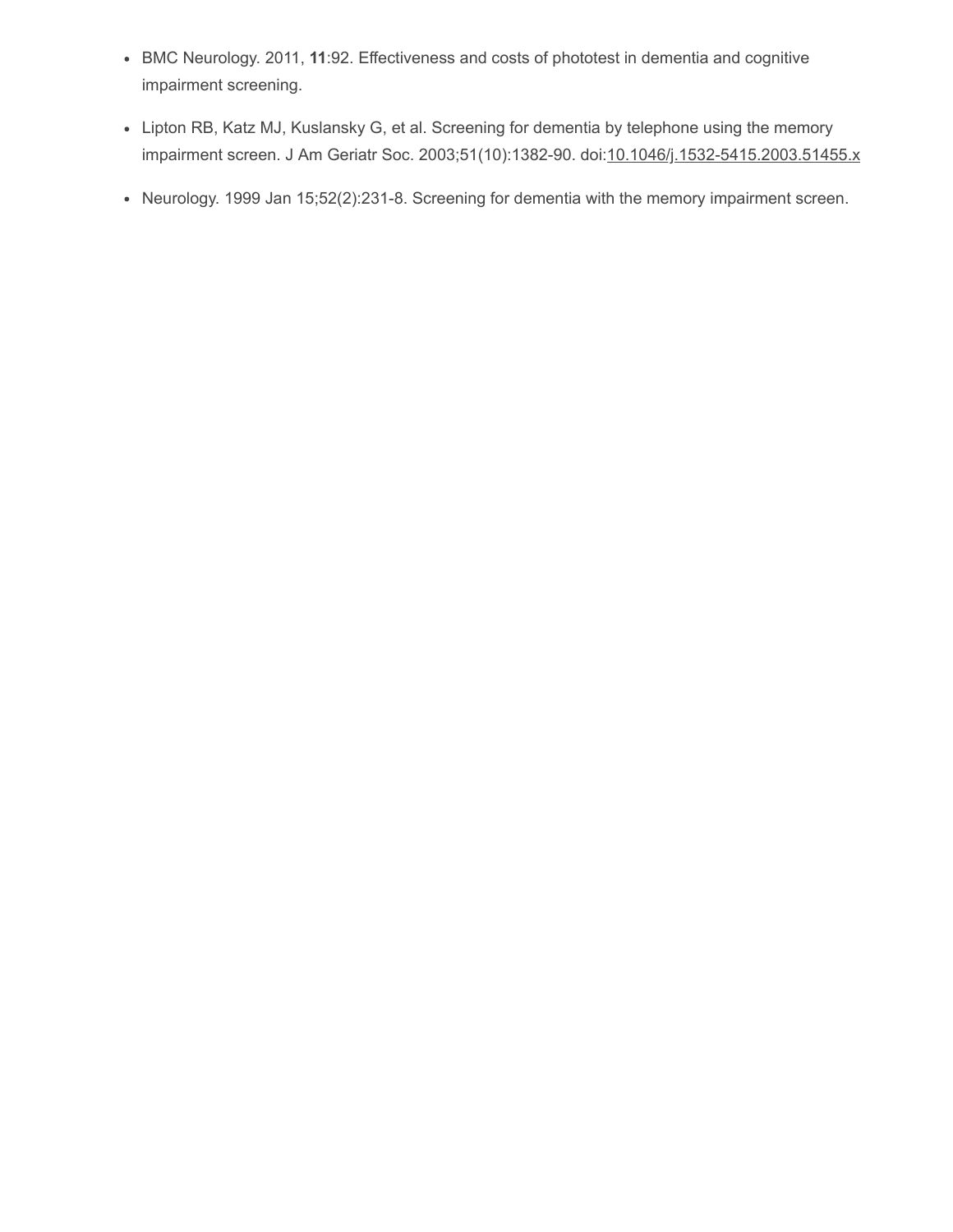- BMC Neurology. 2011, **11**:92. Effectiveness and costs of phototest in dementia and cognitive impairment screening.
- Lipton RB, Katz MJ, Kuslansky G, et al. Screening for dementia by telephone using the memory impairment screen. J Am Geriatr Soc. 2003;51(10):1382-90. doi:10.1046/j.1532-5415.2003.51455.x
- Neurology. 1999 Jan 15;52(2):231-8. Screening for dementia with the memory impairment screen.